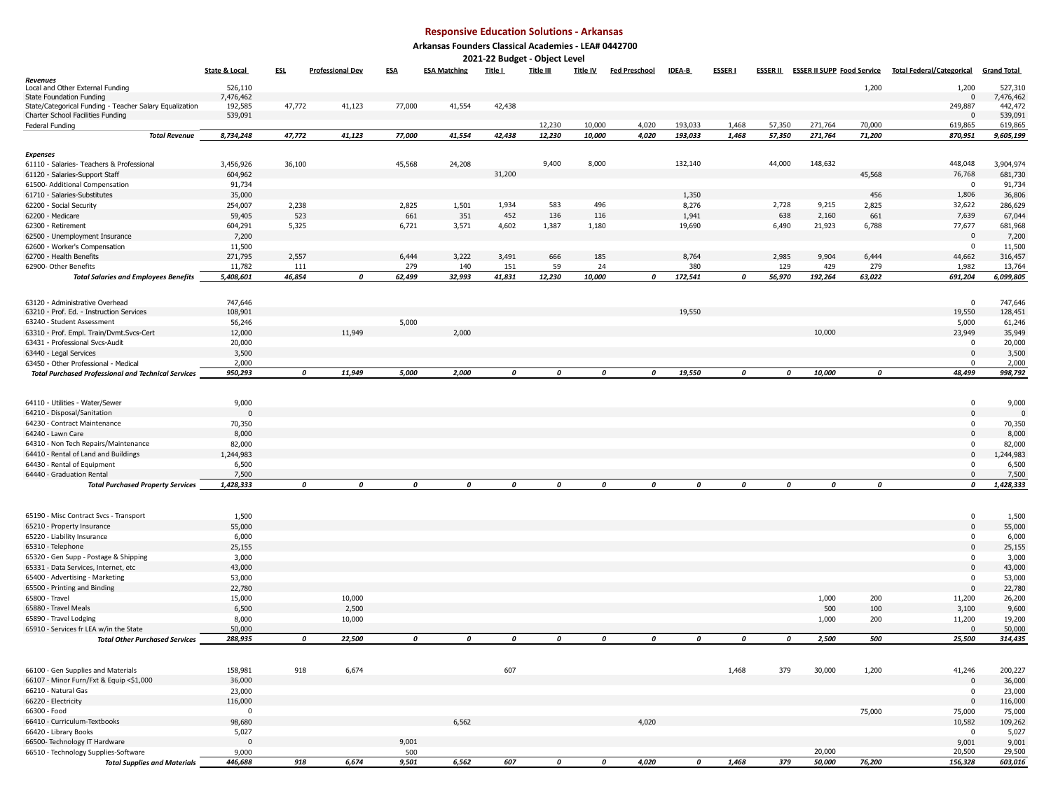# Responsive Education Solutions - Arkansas

## Arkansas Founders Classical Academies - LEA# 0442700

### 2021-22 Budget - Object Level

| | State & Local | ESL | Professional Dev | ESA | ESA Matching | Title I | Title III | Title IV | Fed Preschool | IDEA-B | ESSER I | ESSER II | ESSER II SUPP | Food Service | Total Federal/Categorical | Grand Total |
|---|---|---|---|---|---|---|---|---|---|---|---|---|---|---|---|---|
| ***Revenues*** | | | | | | | | | | | | | | | | |
| Local and Other External Funding | 526,110 | | | | | | | | | | | | | 1,200 | 1,200 | 527,310 |
| State Foundation Funding | 7,476,462 | | | | | | | | | | | | | | 0 | 7,476,462 |
| State/Categorical Funding - Teacher Salary Equalization | 192,585 | 47,772 | 41,123 | 77,000 | 41,554 | 42,438 | | | | | | | | | 249,887 | 442,472 |
| Charter School Facilities Funding | 539,091 | | | | | | | | | | | | | | 0 | 539,091 |
| Federal Funding | | | | | | | 12,230 | 10,000 | 4,020 | 193,033 | 1,468 | 57,350 | 271,764 | 70,000 | 619,865 | 619,865 |
| ***Total Revenue*** | ***8,734,248*** | ***47,772*** | ***41,123*** | ***77,000*** | ***41,554*** | ***42,438*** | ***12,230*** | ***10,000*** | ***4,020*** | ***193,033*** | ***1,468*** | ***57,350*** | ***271,764*** | ***71,200*** | ***870,951*** | ***9,605,199*** |
| ***Expenses*** | | | | | | | | | | | | | | | | |
| 61110 - Salaries- Teachers & Professional | 3,456,926 | 36,100 | | 45,568 | 24,208 | | 9,400 | 8,000 | | 132,140 | | 44,000 | 148,632 | | 448,048 | 3,904,974 |
| 61120 - Salaries-Support Staff | 604,962 | | | | | 31,200 | | | | | | | | 45,568 | 76,768 | 681,730 |
| 61500- Additional Compensation | 91,734 | | | | | | | | | | | | | | 0 | 91,734 |
| 61710 - Salaries-Substitutes | 35,000 | | | | | | | | | 1,350 | | | | 456 | 1,806 | 36,806 |
| 62200 - Social Security | 254,007 | 2,238 | | 2,825 | 1,501 | 1,934 | 583 | 496 | | 8,276 | | 2,728 | 9,215 | 2,825 | 32,622 | 286,629 |
| 62200 - Medicare | 59,405 | 523 | | 661 | 351 | 452 | 136 | 116 | | 1,941 | | 638 | 2,160 | 661 | 7,639 | 67,044 |
| 62300 - Retirement | 604,291 | 5,325 | | 6,721 | 3,571 | 4,602 | 1,387 | 1,180 | | 19,690 | | 6,490 | 21,923 | 6,788 | 77,677 | 681,968 |
| 62500 - Unemployment Insurance | 7,200 | | | | | | | | | | | | | | 0 | 7,200 |
| 62600 - Worker's Compensation | 11,500 | | | | | | | | | | | | | | 0 | 11,500 |
| 62700 - Health Benefits | 271,795 | 2,557 | | 6,444 | 3,222 | 3,491 | 666 | 185 | | 8,764 | | 2,985 | 9,904 | 6,444 | 44,662 | 316,457 |
| 62900- Other Benefits | 11,782 | 111 | | 279 | 140 | 151 | 59 | 24 | | 380 | | 129 | 429 | 279 | 1,982 | 13,764 |
| ***Total Salaries and Employees Benefits*** | ***5,408,601*** | ***46,854*** | ***0*** | ***62,499*** | ***32,993*** | ***41,831*** | ***12,230*** | ***10,000*** | ***0*** | ***172,541*** | ***0*** | ***56,970*** | ***192,264*** | ***63,022*** | ***691,204*** | ***6,099,805*** |
| 63120 - Administrative Overhead | 747,646 | | | | | | | | | | | | | | 0 | 747,646 |
| 63210 - Prof. Ed. - Instruction Services | 108,901 | | | | | | | | | 19,550 | | | | | 19,550 | 128,451 |
| 63240 - Student Assessment | 56,246 | | | 5,000 | | | | | | | | | | | 5,000 | 61,246 |
| 63310 - Prof. Empl. Train/Dvmt.Svcs-Cert | 12,000 | | 11,949 | | 2,000 | | | | | | | | 10,000 | | 23,949 | 35,949 |
| 63431 - Professional Svcs-Audit | 20,000 | | | | | | | | | | | | | | 0 | 20,000 |
| 63440 - Legal Services | 3,500 | | | | | | | | | | | | | | 0 | 3,500 |
| 63450 - Other Professional - Medical | 2,000 | | | | | | | | | | | | | | 0 | 2,000 |
| ***Total Purchased Professional and Technical Services*** | ***950,293*** | ***0*** | ***11,949*** | ***5,000*** | ***2,000*** | ***0*** | ***0*** | ***0*** | ***0*** | ***19,550*** | ***0*** | ***0*** | ***10,000*** | ***0*** | ***48,499*** | ***998,792*** |
| 64110 - Utilities - Water/Sewer | 9,000 | | | | | | | | | | | | | | 0 | 9,000 |
| 64210 - Disposal/Sanitation | 0 | | | | | | | | | | | | | | 0 | 0 |
| 64230 - Contract Maintenance | 70,350 | | | | | | | | | | | | | | 0 | 70,350 |
| 64240 - Lawn Care | 8,000 | | | | | | | | | | | | | | 0 | 8,000 |
| 64310 - Non Tech Repairs/Maintenance | 82,000 | | | | | | | | | | | | | | 0 | 82,000 |
| 64410 - Rental of Land and Buildings | 1,244,983 | | | | | | | | | | | | | | 0 | 1,244,983 |
| 64430 - Rental of Equipment | 6,500 | | | | | | | | | | | | | | 0 | 6,500 |
| 64440 - Graduation Rental | 7,500 | | | | | | | | | | | | | | 0 | 7,500 |
| ***Total Purchased Property Services*** | ***1,428,333*** | ***0*** | ***0*** | ***0*** | ***0*** | ***0*** | ***0*** | ***0*** | ***0*** | ***0*** | ***0*** | ***0*** | ***0*** | ***0*** | ***0*** | ***1,428,333*** |
| 65190 - Misc Contract Svcs - Transport | 1,500 | | | | | | | | | | | | | | 0 | 1,500 |
| 65210 - Property Insurance | 55,000 | | | | | | | | | | | | | | 0 | 55,000 |
| 65220 - Liability Insurance | 6,000 | | | | | | | | | | | | | | 0 | 6,000 |
| 65310 - Telephone | 25,155 | | | | | | | | | | | | | | 0 | 25,155 |
| 65320 - Gen Supp - Postage & Shipping | 3,000 | | | | | | | | | | | | | | 0 | 3,000 |
| 65331 - Data Services, Internet, etc | 43,000 | | | | | | | | | | | | | | 0 | 43,000 |
| 65400 - Advertising - Marketing | 53,000 | | | | | | | | | | | | | | 0 | 53,000 |
| 65500 - Printing and Binding | 22,780 | | | | | | | | | | | | | | 0 | 22,780 |
| 65800 - Travel | 15,000 | | 10,000 | | | | | | | | | | 1,000 | 200 | 11,200 | 26,200 |
| 65880 - Travel Meals | 6,500 | | 2,500 | | | | | | | | | | 500 | 100 | 3,100 | 9,600 |
| 65890 - Travel Lodging | 8,000 | | 10,000 | | | | | | | | | | 1,000 | 200 | 11,200 | 19,200 |
| 65910 - Services fr LEA w/in the State | 50,000 | | | | | | | | | | | | | | 0 | 50,000 |
| ***Total Other Purchased Services*** | ***288,935*** | ***0*** | ***22,500*** | ***0*** | ***0*** | ***0*** | ***0*** | ***0*** | ***0*** | ***0*** | ***0*** | ***0*** | ***2,500*** | ***500*** | ***25,500*** | ***314,435*** |
| 66100 - Gen Supplies and Materials | 158,981 | 918 | 6,674 | | | 607 | | | | | 1,468 | 379 | 30,000 | 1,200 | 41,246 | 200,227 |
| 66107 - Minor Furn/Fxt & Equip <$1,000 | 36,000 | | | | | | | | | | | | | | 0 | 36,000 |
| 66210 - Natural Gas | 23,000 | | | | | | | | | | | | | | 0 | 23,000 |
| 66220 - Electricity | 116,000 | | | | | | | | | | | | | | 0 | 116,000 |
| 66300 - Food | 0 | | | | | | | | | | | | | 75,000 | 75,000 | 75,000 |
| 66410 - Curriculum-Textbooks | 98,680 | | | | 6,562 | | | | 4,020 | | | | | | 10,582 | 109,262 |
| 66420 - Library Books | 5,027 | | | | | | | | | | | | | | 0 | 5,027 |
| 66500- Technology IT Hardware | 0 | | | 9,001 | | | | | | | | | | | 9,001 | 9,001 |
| 66510 - Technology Supplies-Software | 9,000 | | | 500 | | | | | | | | | 20,000 | | 20,500 | 29,500 |
| ***Total Supplies and Materials*** | ***446,688*** | ***918*** | ***6,674*** | ***9,501*** | ***6,562*** | ***607*** | ***0*** | ***0*** | ***4,020*** | ***0*** | ***1,468*** | ***379*** | ***50,000*** | ***76,200*** | ***156,328*** | ***603,016*** |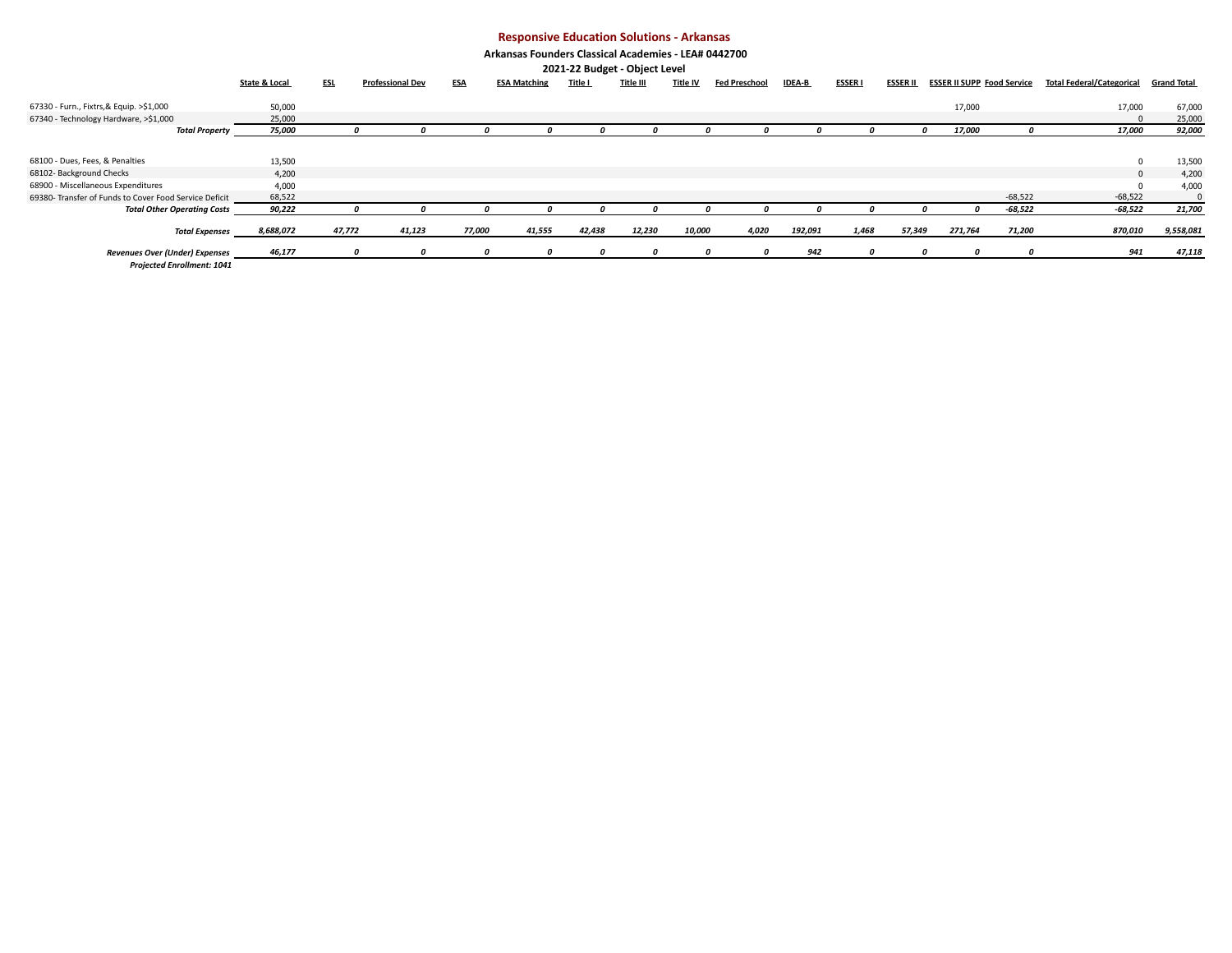# Responsive Education Solutions - Arkansas

## Arkansas Founders Classical Academies - LEA# 0442700

### 2021-22 Budget - Object Level

| | State & Local | ESL | Professional Dev | ESA | ESA Matching | Title I | Title III | Title IV | Fed Preschool | IDEA-B | ESSER I | ESSER II | ESSER II SUPP | Food Service | Total Federal/Categorical | Grand Total |
|---|---|---|---|---|---|---|---|---|---|---|---|---|---|---|---|---|
| 67330 - Furn., Fixtrs,& Equip. >$1,000 | 50,000 | | | | | | | | | | | | 17,000 | | 17,000 | 67,000 |
| 67340 - Technology Hardware, >$1,000 | 25,000 | | | | | | | | | | | | | | 0 | 25,000 |
| ***Total Property*** | *75,000* | *0* | *0* | *0* | *0* | *0* | *0* | *0* | *0* | *0* | *0* | *0* | *17,000* | *0* | *17,000* | *92,000* |
| | | | | | | | | | | | | | | | | |
| 68100 - Dues, Fees, & Penalties | 13,500 | | | | | | | | | | | | | | 0 | 13,500 |
| 68102- Background Checks | 4,200 | | | | | | | | | | | | | | 0 | 4,200 |
| 68900 - Miscellaneous Expenditures | 4,000 | | | | | | | | | | | | | | 0 | 4,000 |
| 69380- Transfer of Funds to Cover Food Service Deficit | 68,522 | | | | | | | | | | | | | -68,522 | -68,522 | 0 |
| ***Total Other Operating Costs*** | *90,222* | *0* | *0* | *0* | *0* | *0* | *0* | *0* | *0* | *0* | *0* | *0* | *0* | *-68,522* | *-68,522* | *21,700* |
| | | | | | | | | | | | | | | | | |
| ***Total Expenses*** | *8,688,072* | *47,772* | *41,123* | *77,000* | *41,555* | *42,438* | *12,230* | *10,000* | *4,020* | *192,091* | *1,468* | *57,349* | *271,764* | *71,200* | *870,010* | *9,558,081* |
| | | | | | | | | | | | | | | | | |
| ***Revenues Over (Under) Expenses*** | *46,177* | *0* | *0* | *0* | *0* | *0* | *0* | *0* | *0* | *942* | *0* | *0* | *0* | *0* | *941* | *47,118* |

***Projected Enrollment: 1041***